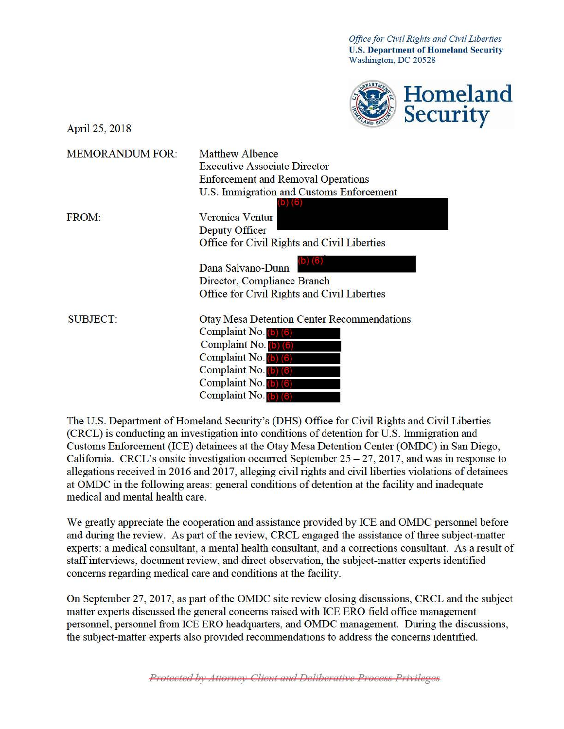*Office for Civil Rights and Civil Liberties*
**U.S. Department of Homeland Security**
Washington, DC 20528

**Homeland Security**

April 25, 2018

MEMORANDUM FOR: Matthew Albence
Executive Associate Director
Enforcement and Removal Operations
U.S. Immigration and Customs Enforcement

FROM: Veronica Ventur (b) (6)
Deputy Officer
Office for Civil Rights and Civil Liberties

Dana Salvano-Dunn (b) (6)
Director, Compliance Branch
Office for Civil Rights and Civil Liberties

SUBJECT: Otay Mesa Detention Center Recommendations
Complaint No. (b) (6)
Complaint No. (b) (6)
Complaint No. (b) (6)
Complaint No. (b) (6)
Complaint No. (b) (6)
Complaint No. (b) (6)

The U.S. Department of Homeland Security's (DHS) Office for Civil Rights and Civil Liberties (CRCL) is conducting an investigation into conditions of detention for U.S. Immigration and Customs Enforcement (ICE) detainees at the Otay Mesa Detention Center (OMDC) in San Diego, California. CRCL's onsite investigation occurred September 25 – 27, 2017, and was in response to allegations received in 2016 and 2017, alleging civil rights and civil liberties violations of detainees at OMDC in the following areas: general conditions of detention at the facility and inadequate medical and mental health care.

We greatly appreciate the cooperation and assistance provided by ICE and OMDC personnel before and during the review. As part of the review, CRCL engaged the assistance of three subject-matter experts: a medical consultant, a mental health consultant, and a corrections consultant. As a result of staff interviews, document review, and direct observation, the subject-matter experts identified concerns regarding medical care and conditions at the facility.

On September 27, 2017, as part of the OMDC site review closing discussions, CRCL and the subject matter experts discussed the general concerns raised with ICE ERO field office management personnel, personnel from ICE ERO headquarters, and OMDC management. During the discussions, the subject-matter experts also provided recommendations to address the concerns identified.

~~Protected by Attorney-Client and Deliberative Process Privileges~~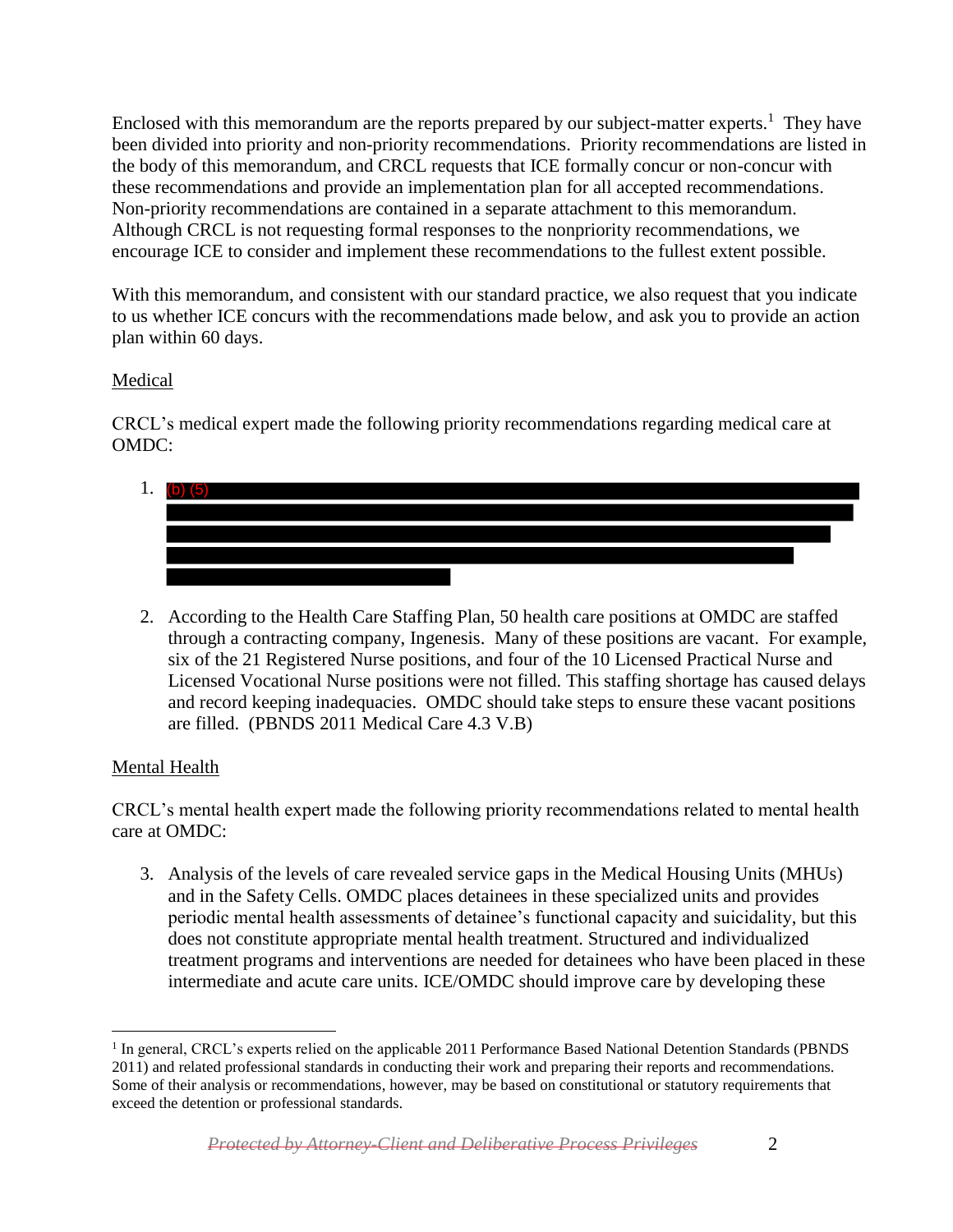Enclosed with this memorandum are the reports prepared by our subject-matter experts.[1] They have been divided into priority and non-priority recommendations. Priority recommendations are listed in the body of this memorandum, and CRCL requests that ICE formally concur or non-concur with these recommendations and provide an implementation plan for all accepted recommendations. Non-priority recommendations are contained in a separate attachment to this memorandum. Although CRCL is not requesting formal responses to the nonpriority recommendations, we encourage ICE to consider and implement these recommendations to the fullest extent possible.

With this memorandum, and consistent with our standard practice, we also request that you indicate to us whether ICE concurs with the recommendations made below, and ask you to provide an action plan within 60 days.

Medical

CRCL's medical expert made the following priority recommendations regarding medical care at OMDC:

1. (b) (5)

2. According to the Health Care Staffing Plan, 50 health care positions at OMDC are staffed through a contracting company, Ingenesis. Many of these positions are vacant. For example, six of the 21 Registered Nurse positions, and four of the 10 Licensed Practical Nurse and Licensed Vocational Nurse positions were not filled. This staffing shortage has caused delays and record keeping inadequacies. OMDC should take steps to ensure these vacant positions are filled. (PBNDS 2011 Medical Care 4.3 V.B)

Mental Health

CRCL's mental health expert made the following priority recommendations related to mental health care at OMDC:

3. Analysis of the levels of care revealed service gaps in the Medical Housing Units (MHUs) and in the Safety Cells. OMDC places detainees in these specialized units and provides periodic mental health assessments of detainee's functional capacity and suicidality, but this does not constitute appropriate mental health treatment. Structured and individualized treatment programs and interventions are needed for detainees who have been placed in these intermediate and acute care units. ICE/OMDC should improve care by developing these

[1] In general, CRCL's experts relied on the applicable 2011 Performance Based National Detention Standards (PBNDS 2011) and related professional standards in conducting their work and preparing their reports and recommendations. Some of their analysis or recommendations, however, may be based on constitutional or statutory requirements that exceed the detention or professional standards.

~~*Protected by Attorney-Client and Deliberative Process Privileges*~~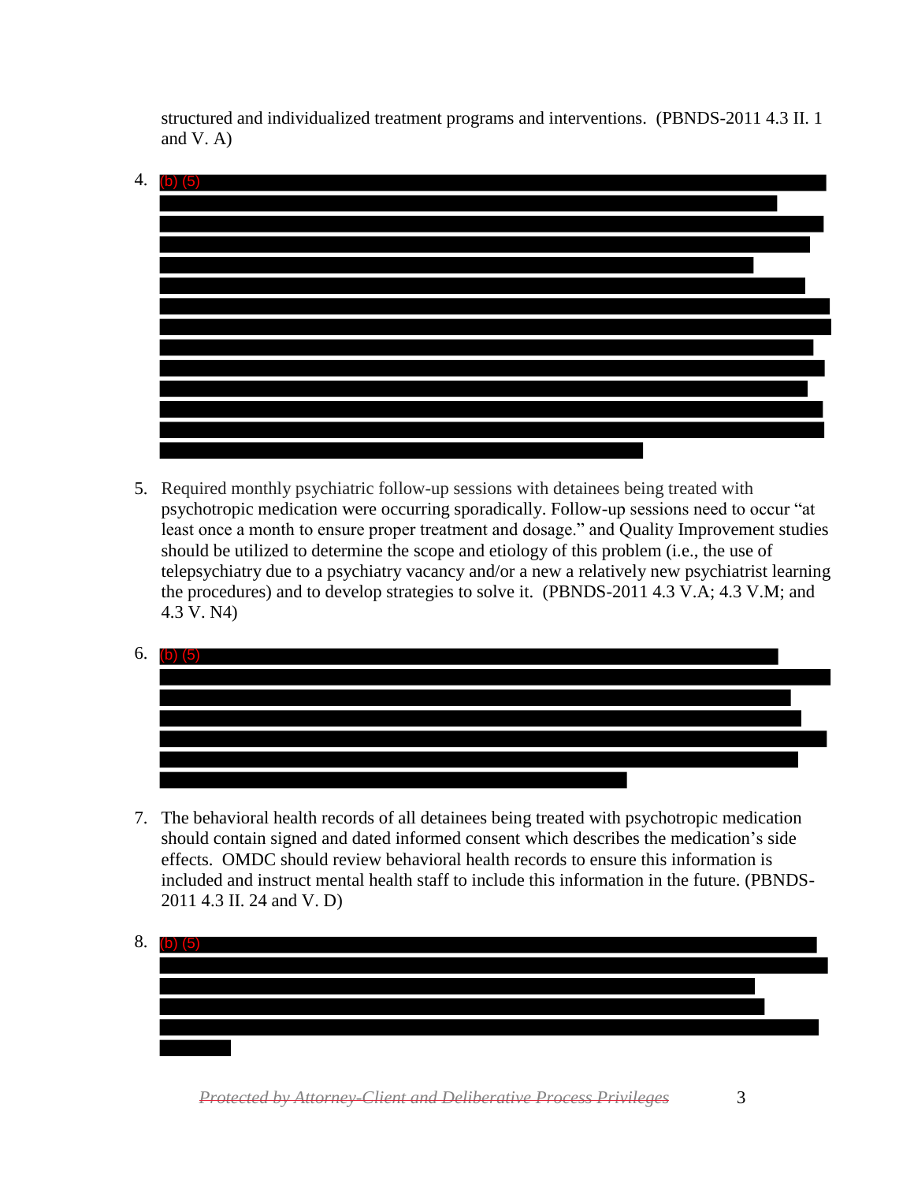structured and individualized treatment programs and interventions. (PBNDS-2011 4.3 II. 1 and V. A)

4. (b) (5)

5. Required monthly psychiatric follow-up sessions with detainees being treated with psychotropic medication were occurring sporadically. Follow-up sessions need to occur "at least once a month to ensure proper treatment and dosage." and Quality Improvement studies should be utilized to determine the scope and etiology of this problem (i.e., the use of telepsychiatry due to a psychiatry vacancy and/or a new a relatively new psychiatrist learning the procedures) and to develop strategies to solve it. (PBNDS-2011 4.3 V.A; 4.3 V.M; and 4.3 V. N4)

6. (b) (5)

7. The behavioral health records of all detainees being treated with psychotropic medication should contain signed and dated informed consent which describes the medication's side effects. OMDC should review behavioral health records to ensure this information is included and instruct mental health staff to include this information in the future. (PBNDS-2011 4.3 II. 24 and V. D)

8. (b) (5)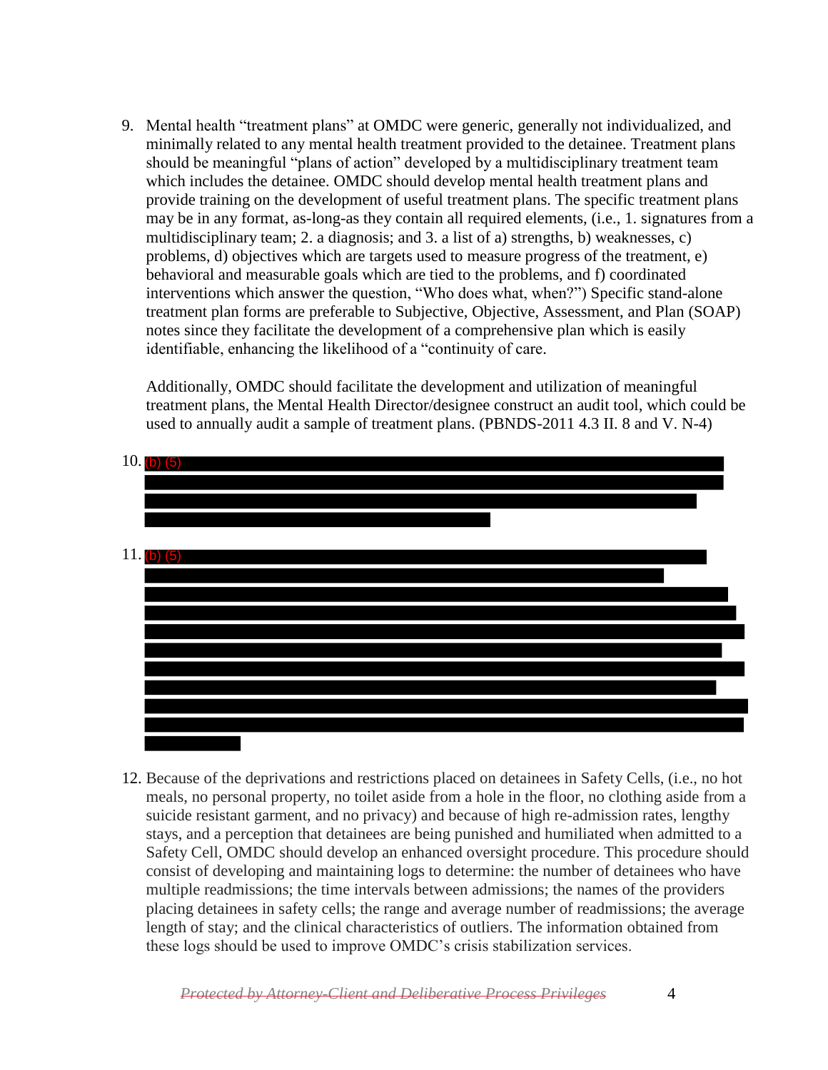9. Mental health "treatment plans" at OMDC were generic, generally not individualized, and minimally related to any mental health treatment provided to the detainee. Treatment plans should be meaningful "plans of action" developed by a multidisciplinary treatment team which includes the detainee. OMDC should develop mental health treatment plans and provide training on the development of useful treatment plans. The specific treatment plans may be in any format, as-long-as they contain all required elements, (i.e., 1. signatures from a multidisciplinary team; 2. a diagnosis; and 3. a list of a) strengths, b) weaknesses, c) problems, d) objectives which are targets used to measure progress of the treatment, e) behavioral and measurable goals which are tied to the problems, and f) coordinated interventions which answer the question, "Who does what, when?") Specific stand-alone treatment plan forms are preferable to Subjective, Objective, Assessment, and Plan (SOAP) notes since they facilitate the development of a comprehensive plan which is easily identifiable, enhancing the likelihood of a "continuity of care.

   Additionally, OMDC should facilitate the development and utilization of meaningful treatment plans, the Mental Health Director/designee construct an audit tool, which could be used to annually audit a sample of treatment plans. (PBNDS-2011 4.3 II. 8 and V. N-4)

10. (b) (5)

11. (b) (5)

12. Because of the deprivations and restrictions placed on detainees in Safety Cells, (i.e., no hot meals, no personal property, no toilet aside from a hole in the floor, no clothing aside from a suicide resistant garment, and no privacy) and because of high re-admission rates, lengthy stays, and a perception that detainees are being punished and humiliated when admitted to a Safety Cell, OMDC should develop an enhanced oversight procedure. This procedure should consist of developing and maintaining logs to determine: the number of detainees who have multiple readmissions; the time intervals between admissions; the names of the providers placing detainees in safety cells; the range and average number of readmissions; the average length of stay; and the clinical characteristics of outliers. The information obtained from these logs should be used to improve OMDC's crisis stabilization services.

~~*Protected by Attorney-Client and Deliberative Process Privileges*~~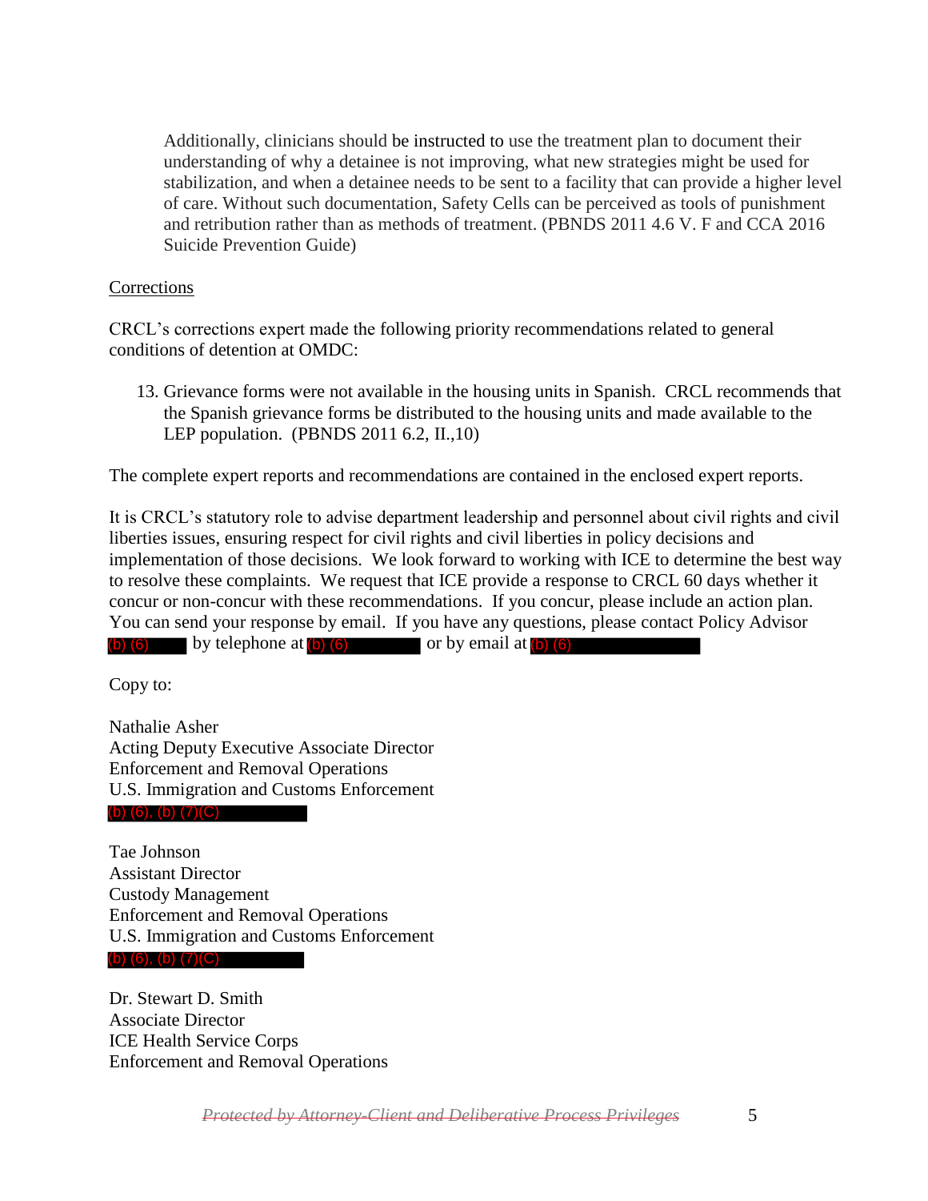Additionally, clinicians should be instructed to use the treatment plan to document their understanding of why a detainee is not improving, what new strategies might be used for stabilization, and when a detainee needs to be sent to a facility that can provide a higher level of care. Without such documentation, Safety Cells can be perceived as tools of punishment and retribution rather than as methods of treatment. (PBNDS 2011 4.6 V. F and CCA 2016 Suicide Prevention Guide)

Corrections

CRCL's corrections expert made the following priority recommendations related to general conditions of detention at OMDC:

13. Grievance forms were not available in the housing units in Spanish. CRCL recommends that the Spanish grievance forms be distributed to the housing units and made available to the LEP population. (PBNDS 2011 6.2, II.,10)

The complete expert reports and recommendations are contained in the enclosed expert reports.

It is CRCL's statutory role to advise department leadership and personnel about civil rights and civil liberties issues, ensuring respect for civil rights and civil liberties in policy decisions and implementation of those decisions. We look forward to working with ICE to determine the best way to resolve these complaints. We request that ICE provide a response to CRCL 60 days whether it concur or non-concur with these recommendations. If you concur, please include an action plan. You can send your response by email. If you have any questions, please contact Policy Advisor (b) (6) by telephone at (b) (6) or by email at (b) (6)

Copy to:

Nathalie Asher
Acting Deputy Executive Associate Director
Enforcement and Removal Operations
U.S. Immigration and Customs Enforcement
(b) (6), (b) (7)(C)

Tae Johnson
Assistant Director
Custody Management
Enforcement and Removal Operations
U.S. Immigration and Customs Enforcement
(b) (6), (b) (7)(C)

Dr. Stewart D. Smith
Associate Director
ICE Health Service Corps
Enforcement and Removal Operations

~~*Protected by Attorney-Client and Deliberative Process Privileges*~~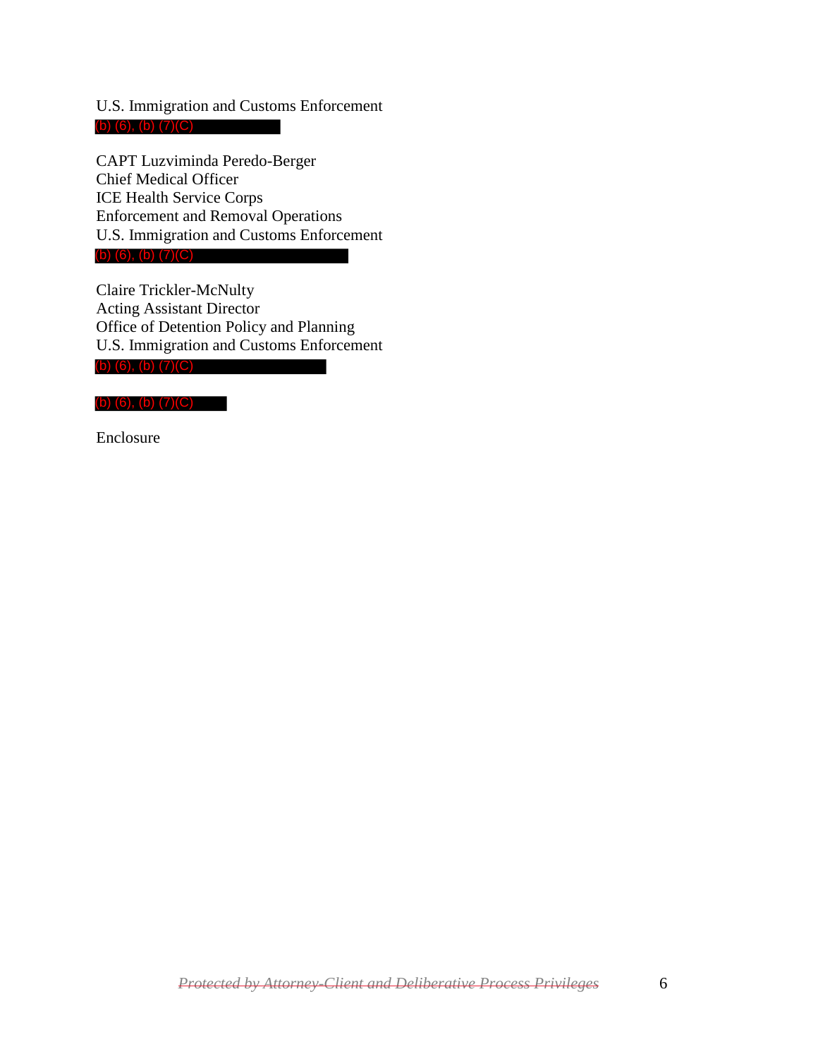U.S. Immigration and Customs Enforcement
(b) (6), (b) (7)(C)

CAPT Luzviminda Peredo-Berger
Chief Medical Officer
ICE Health Service Corps
Enforcement and Removal Operations
U.S. Immigration and Customs Enforcement
(b) (6), (b) (7)(C)

Claire Trickler-McNulty
Acting Assistant Director
Office of Detention Policy and Planning
U.S. Immigration and Customs Enforcement
(b) (6), (b) (7)(C)

(b) (6), (b) (7)(C)

Enclosure

~~*Protected by Attorney-Client and Deliberative Process Privileges*~~